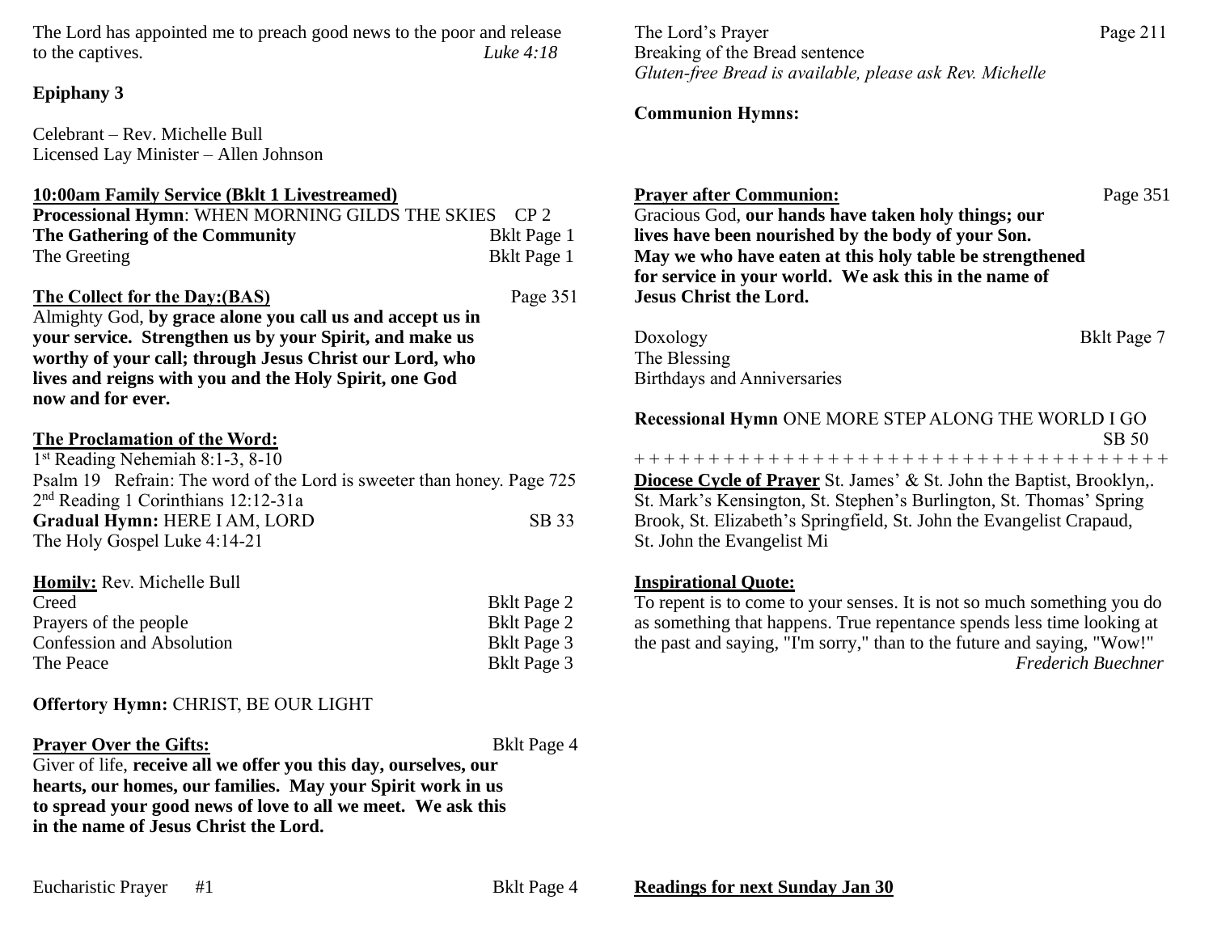The Lord has appointed me to preach good news to the poor and release to the captives. *Luke 4:18*

**Epiphany 3**

Celebrant – Rev. Michelle Bull
Licensed Lay Minister – Allen Johnson

**10:00am Family Service (Bklt 1 Livestreamed)**

**Processional Hymn**: WHEN MORNING GILDS THE SKIES CP 2
**The Gathering of the Community** Bklt Page 1
The Greeting Bklt Page 1

**The Collect for the Day:(BAS)** Page 351
Almighty God, **by grace alone you call us and accept us in your service. Strengthen us by your Spirit, and make us worthy of your call; through Jesus Christ our Lord, who lives and reigns with you and the Holy Spirit, one God now and for ever.**

**The Proclamation of the Word:**
1st Reading Nehemiah 8:1-3, 8-10
Psalm 19 Refrain: The word of the Lord is sweeter than honey. Page 725
2nd Reading 1 Corinthians 12:12-31a
**Gradual Hymn:** HERE I AM, LORD SB 33
The Holy Gospel Luke 4:14-21

**Homily:** Rev. Michelle Bull
Creed Bklt Page 2
Prayers of the people Bklt Page 2
Confession and Absolution Bklt Page 3
The Peace Bklt Page 3

**Offertory Hymn:** CHRIST, BE OUR LIGHT

**Prayer Over the Gifts:** Bklt Page 4
Giver of life, **receive all we offer you this day, ourselves, our hearts, our homes, our families. May your Spirit work in us to spread your good news of love to all we meet. We ask this in the name of Jesus Christ the Lord.**

Eucharistic Prayer #1 Bklt Page 4

The Lord's Prayer Page 211
Breaking of the Bread sentence
*Gluten-free Bread is available, please ask Rev. Michelle*

**Communion Hymns:**

**Prayer after Communion:** Page 351
Gracious God, **our hands have taken holy things; our lives have been nourished by the body of your Son. May we who have eaten at this holy table be strengthened for service in your world. We ask this in the name of Jesus Christ the Lord.**

Doxology Bklt Page 7
The Blessing
Birthdays and Anniversaries

**Recessional Hymn** ONE MORE STEP ALONG THE WORLD I GO SB 50

+ + + + + + + + + + + + + + + + + + + + + + + + + + + + + + + + + + + + + +

**Diocese Cycle of Prayer** St. James' & St. John the Baptist, Brooklyn,. St. Mark's Kensington, St. Stephen's Burlington, St. Thomas' Spring Brook, St. Elizabeth's Springfield, St. John the Evangelist Crapaud, St. John the Evangelist Mi

**Inspirational Quote:**
To repent is to come to your senses. It is not so much something you do as something that happens. True repentance spends less time looking at the past and saying, "I'm sorry," than to the future and saying, "Wow!"
*Frederich Buechner*

**Readings for next Sunday Jan 30**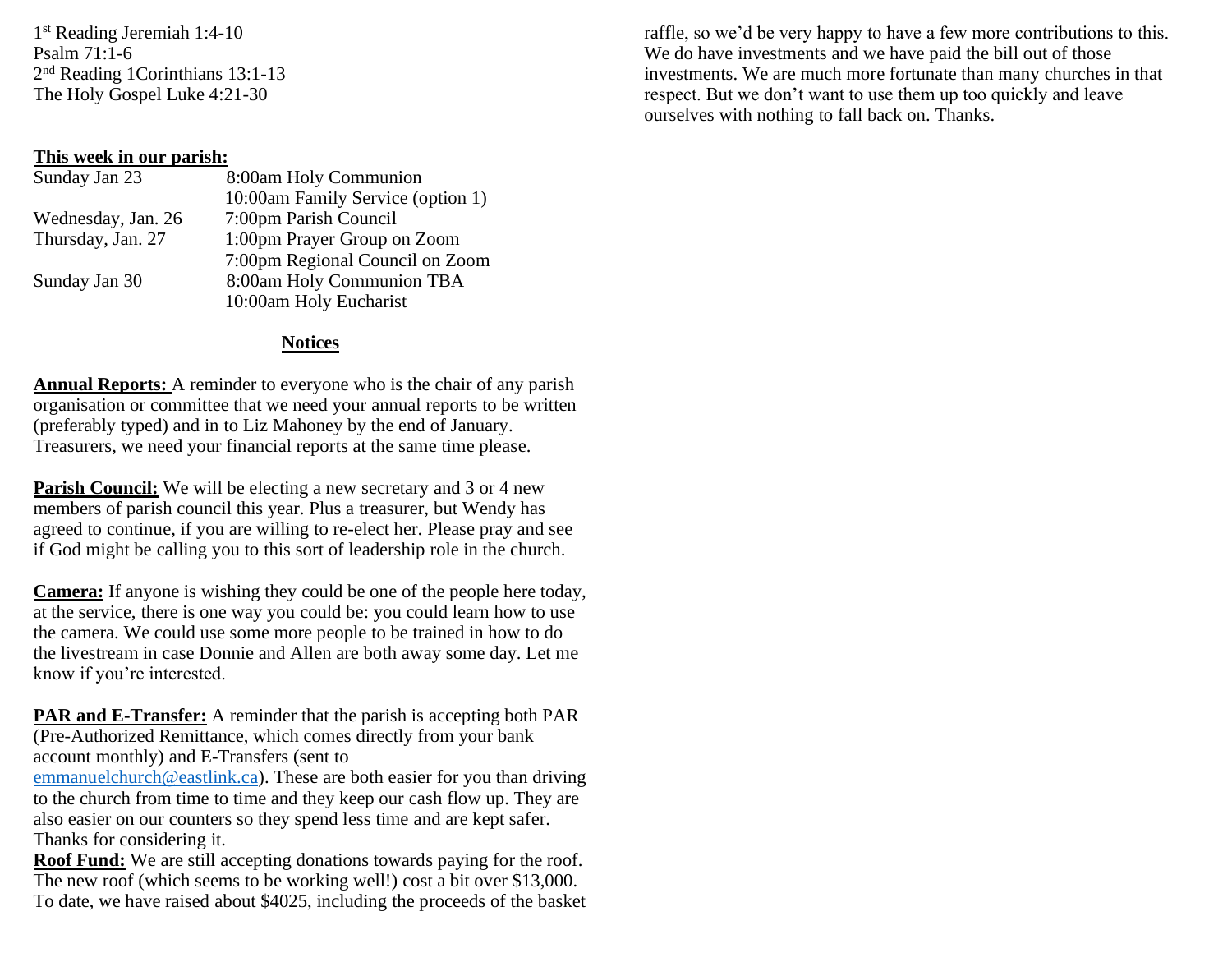1st Reading Jeremiah 1:4-10
Psalm 71:1-6
2nd Reading 1Corinthians 13:1-13
The Holy Gospel Luke 4:21-30

**This week in our parish:**

| | |
|---|---|
| Sunday Jan 23 | 8:00am Holy Communion |
| | 10:00am Family Service (option 1) |
| Wednesday, Jan. 26 | 7:00pm Parish Council |
| Thursday, Jan. 27 | 1:00pm Prayer Group on Zoom |
| | 7:00pm Regional Council on Zoom |
| Sunday Jan 30 | 8:00am Holy Communion TBA |
| | 10:00am Holy Eucharist |

## Notices

**Annual Reports:** A reminder to everyone who is the chair of any parish organisation or committee that we need your annual reports to be written (preferably typed) and in to Liz Mahoney by the end of January. Treasurers, we need your financial reports at the same time please.

**Parish Council:** We will be electing a new secretary and 3 or 4 new members of parish council this year. Plus a treasurer, but Wendy has agreed to continue, if you are willing to re-elect her. Please pray and see if God might be calling you to this sort of leadership role in the church.

**Camera:** If anyone is wishing they could be one of the people here today, at the service, there is one way you could be: you could learn how to use the camera. We could use some more people to be trained in how to do the livestream in case Donnie and Allen are both away some day. Let me know if you're interested.

**PAR and E-Transfer:** A reminder that the parish is accepting both PAR (Pre-Authorized Remittance, which comes directly from your bank account monthly) and E-Transfers (sent to emmanuelchurch@eastlink.ca). These are both easier for you than driving to the church from time to time and they keep our cash flow up. They are also easier on our counters so they spend less time and are kept safer. Thanks for considering it.

**Roof Fund:** We are still accepting donations towards paying for the roof. The new roof (which seems to be working well!) cost a bit over $13,000. To date, we have raised about $4025, including the proceeds of the basket raffle, so we'd be very happy to have a few more contributions to this. We do have investments and we have paid the bill out of those investments. We are much more fortunate than many churches in that respect. But we don't want to use them up too quickly and leave ourselves with nothing to fall back on. Thanks.